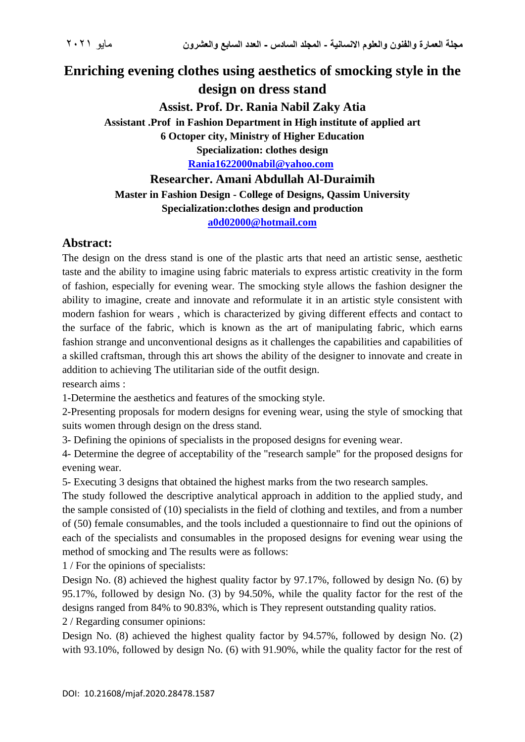# Enriching evening clothes using aesthetics of smocking style in the design on dress stand

**Assist. Prof. Dr. Rania Nabil Zaky Atia**

**Assistant .Prof in Fashion Department in High institute of applied art**

**6 Octoper city, Ministry of Higher Education**

**Specialization: clothes design**

**Rania1622000nabil@yahoo.com**

**Researcher. Amani Abdullah Al-Duraimih**

**Master in Fashion Design - College of Designs, Qassim University**

**Specialization:clothes design and production**

**a0d02000@hotmail.com**

## Abstract:

The design on the dress stand is one of the plastic arts that need an artistic sense, aesthetic taste and the ability to imagine using fabric materials to express artistic creativity in the form of fashion, especially for evening wear. The smocking style allows the fashion designer the ability to imagine, create and innovate and reformulate it in an artistic style consistent with modern fashion for wears , which is characterized by giving different effects and contact to the surface of the fabric, which is known as the art of manipulating fabric, which earns fashion strange and unconventional designs as it challenges the capabilities and capabilities of a skilled craftsman, through this art shows the ability of the designer to innovate and create in addition to achieving The utilitarian side of the outfit design.

research aims :

1-Determine the aesthetics and features of the smocking style.

2-Presenting proposals for modern designs for evening wear, using the style of smocking that suits women through design on the dress stand.

3- Defining the opinions of specialists in the proposed designs for evening wear.

4- Determine the degree of acceptability of the "research sample" for the proposed designs for evening wear.

5- Executing 3 designs that obtained the highest marks from the two research samples.

The study followed the descriptive analytical approach in addition to the applied study, and the sample consisted of (10) specialists in the field of clothing and textiles, and from a number of (50) female consumables, and the tools included a questionnaire to find out the opinions of each of the specialists and consumables in the proposed designs for evening wear using the method of smocking and The results were as follows:

1 / For the opinions of specialists:

Design No. (8) achieved the highest quality factor by 97.17%, followed by design No. (6) by 95.17%, followed by design No. (3) by 94.50%, while the quality factor for the rest of the designs ranged from 84% to 90.83%, which is They represent outstanding quality ratios.

2 / Regarding consumer opinions:

Design No. (8) achieved the highest quality factor by 94.57%, followed by design No. (2) with 93.10%, followed by design No. (6) with 91.90%, while the quality factor for the rest of

DOI: 10.21608/mjaf.2020.28478.1587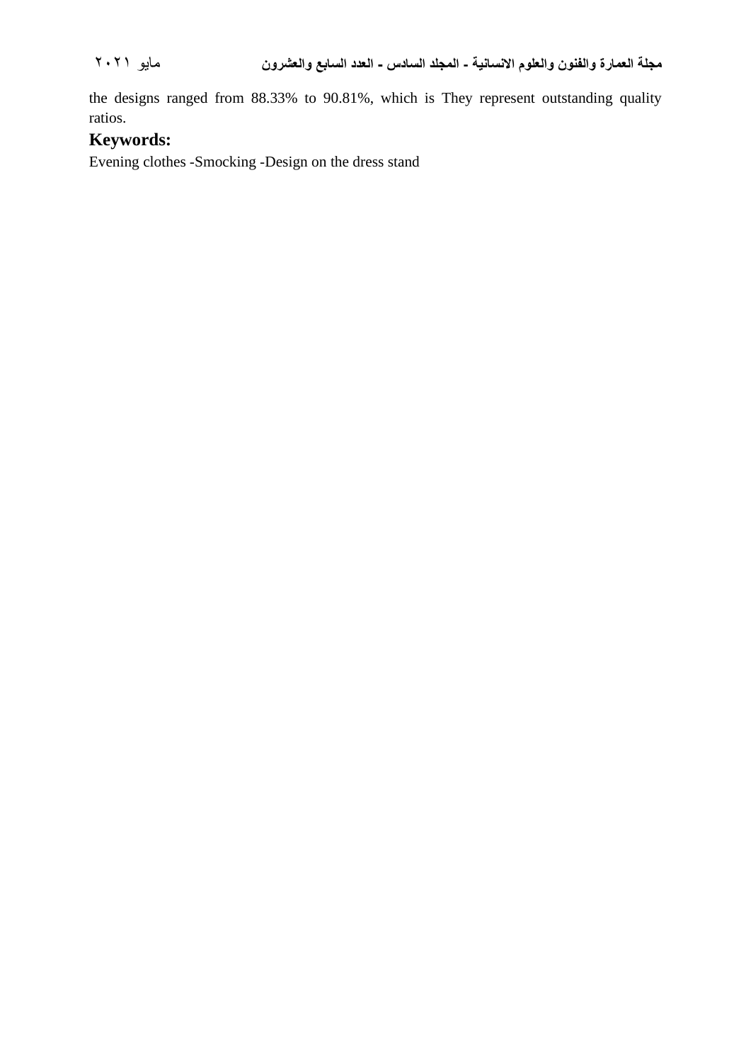the designs ranged from 88.33% to 90.81%, which is They represent outstanding quality ratios.

## Keywords:

Evening clothes -Smocking -Design on the dress stand